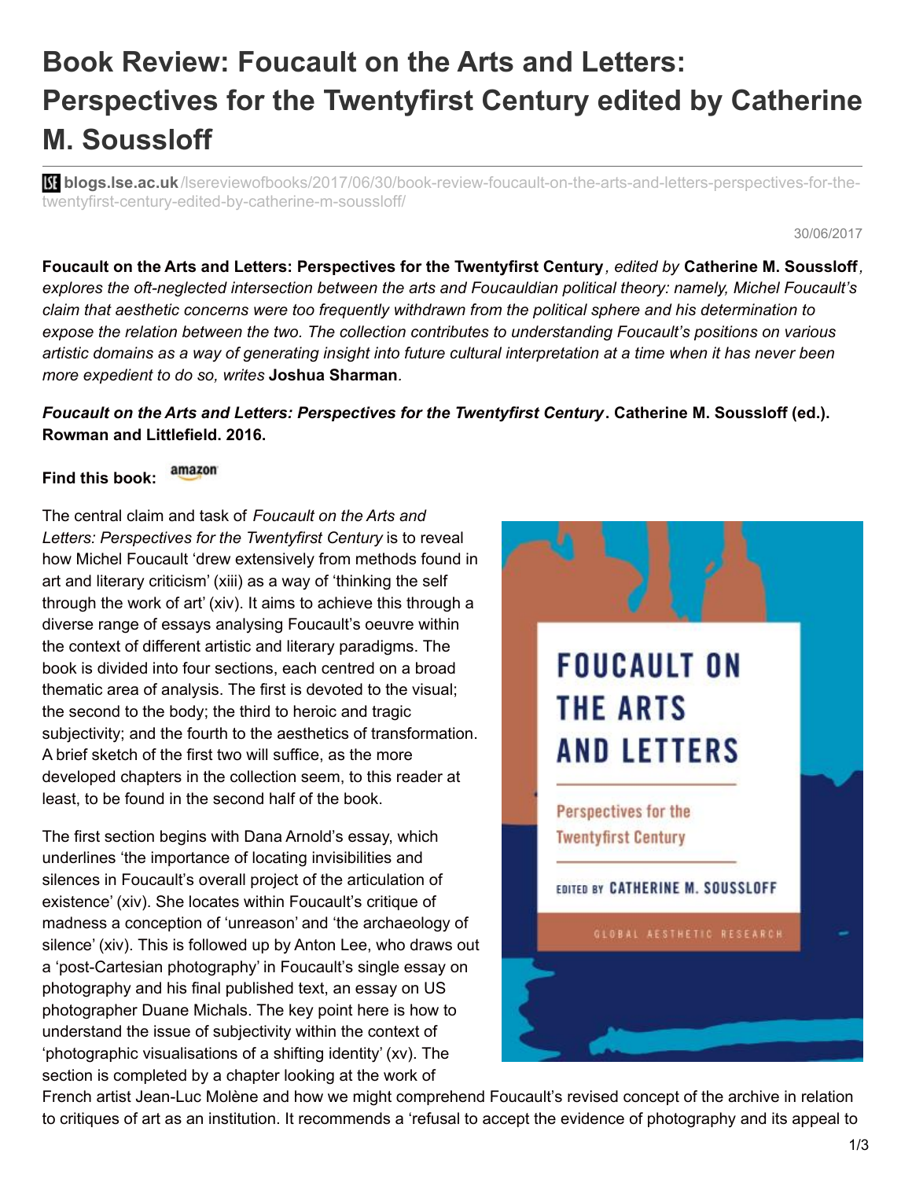# Book Review: Foucault on the Arts and Letters: Perspectives for the Twentyfirst Century edited by Catherine M. Soussloff

blogs.lse.ac.uk/lsereviewofbooks/2017/06/30/book-review-foucault-on-the-arts-and-letters-perspectives-for-the-twentyfirst-century-edited-by-catherine-m-soussloff/

30/06/2017

***Foucault on the Arts and Letters: Perspectives for the Twentyfirst Century**, edited by **Catherine M. Soussloff**, explores the oft-neglected intersection between the arts and Foucauldian political theory: namely, Michel Foucault's claim that aesthetic concerns were too frequently withdrawn from the political sphere and his determination to expose the relation between the two. The collection contributes to understanding Foucault's positions on various artistic domains as a way of generating insight into future cultural interpretation at a time when it has never been more expedient to do so, writes* **Joshua Sharman***.*

***Foucault on the Arts and Letters: Perspectives for the Twentyfirst Century*. Catherine M. Soussloff (ed.). Rowman and Littlefield. 2016.**

**Find this book:**

The central claim and task of *Foucault on the Arts and Letters: Perspectives for the Twentyfirst Century* is to reveal how Michel Foucault 'drew extensively from methods found in art and literary criticism' (xiii) as a way of 'thinking the self through the work of art' (xiv). It aims to achieve this through a diverse range of essays analysing Foucault's oeuvre within the context of different artistic and literary paradigms. The book is divided into four sections, each centred on a broad thematic area of analysis. The first is devoted to the visual; the second to the body; the third to heroic and tragic subjectivity; and the fourth to the aesthetics of transformation. A brief sketch of the first two will suffice, as the more developed chapters in the collection seem, to this reader at least, to be found in the second half of the book.

The first section begins with Dana Arnold's essay, which underlines 'the importance of locating invisibilities and silences in Foucault's overall project of the articulation of existence' (xiv). She locates within Foucault's critique of madness a conception of 'unreason' and 'the archaeology of silence' (xiv). This is followed up by Anton Lee, who draws out a 'post-Cartesian photography' in Foucault's single essay on photography and his final published text, an essay on US photographer Duane Michals. The key point here is how to understand the issue of subjectivity within the context of 'photographic visualisations of a shifting identity' (xv). The section is completed by a chapter looking at the work of French artist Jean-Luc Molène and how we might comprehend Foucault's revised concept of the archive in relation to critiques of art as an institution. It recommends a 'refusal to accept the evidence of photography and its appeal to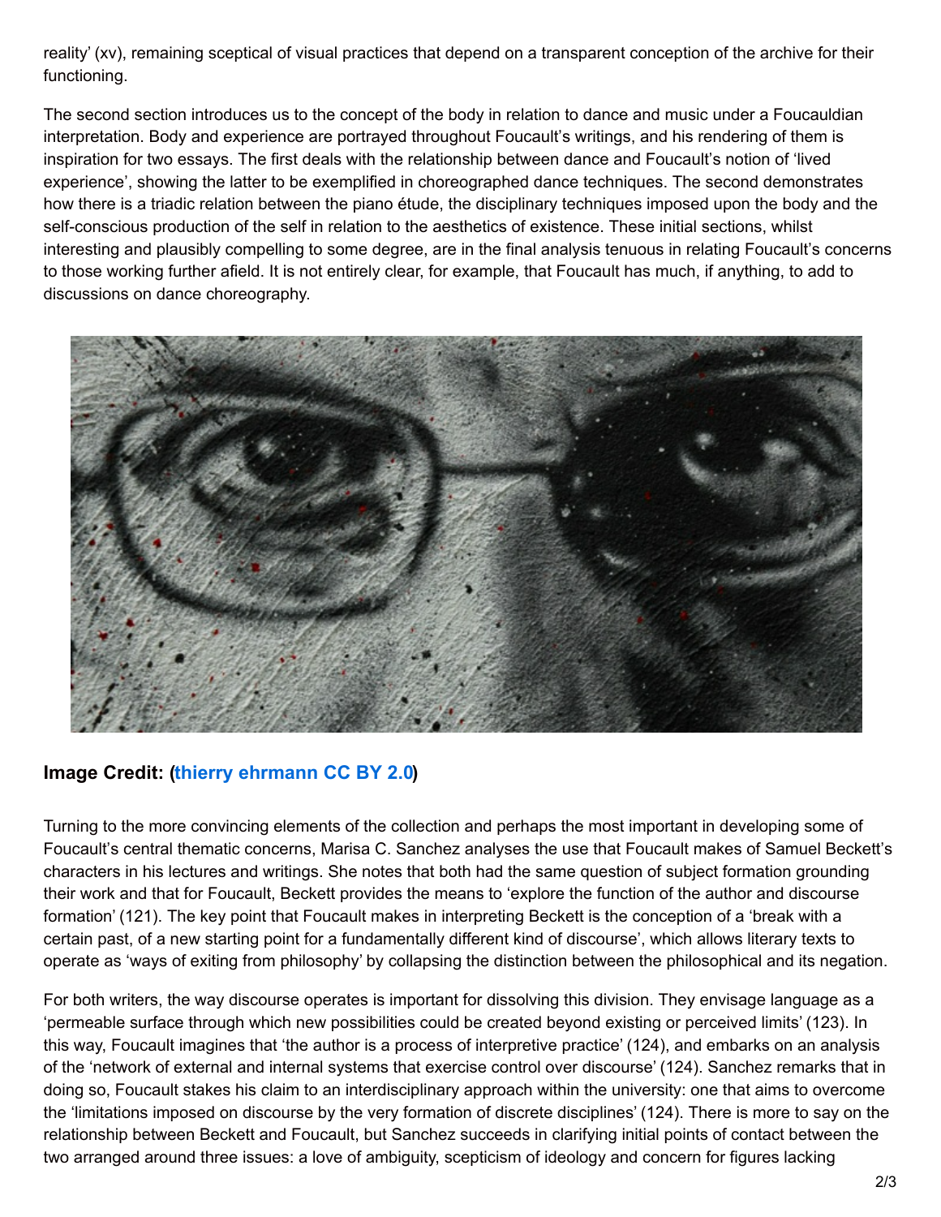reality' (xv), remaining sceptical of visual practices that depend on a transparent conception of the archive for their functioning.

The second section introduces us to the concept of the body in relation to dance and music under a Foucauldian interpretation. Body and experience are portrayed throughout Foucault's writings, and his rendering of them is inspiration for two essays. The first deals with the relationship between dance and Foucault's notion of 'lived experience', showing the latter to be exemplified in choreographed dance techniques. The second demonstrates how there is a triadic relation between the piano étude, the disciplinary techniques imposed upon the body and the self-conscious production of the self in relation to the aesthetics of existence. These initial sections, whilst interesting and plausibly compelling to some degree, are in the final analysis tenuous in relating Foucault's concerns to those working further afield. It is not entirely clear, for example, that Foucault has much, if anything, to add to discussions on dance choreography.

**Image Credit: (thierry ehrmann CC BY 2.0)**

Turning to the more convincing elements of the collection and perhaps the most important in developing some of Foucault's central thematic concerns, Marisa C. Sanchez analyses the use that Foucault makes of Samuel Beckett's characters in his lectures and writings. She notes that both had the same question of subject formation grounding their work and that for Foucault, Beckett provides the means to 'explore the function of the author and discourse formation' (121). The key point that Foucault makes in interpreting Beckett is the conception of a 'break with a certain past, of a new starting point for a fundamentally different kind of discourse', which allows literary texts to operate as 'ways of exiting from philosophy' by collapsing the distinction between the philosophical and its negation.

For both writers, the way discourse operates is important for dissolving this division. They envisage language as a 'permeable surface through which new possibilities could be created beyond existing or perceived limits' (123). In this way, Foucault imagines that 'the author is a process of interpretive practice' (124), and embarks on an analysis of the 'network of external and internal systems that exercise control over discourse' (124). Sanchez remarks that in doing so, Foucault stakes his claim to an interdisciplinary approach within the university: one that aims to overcome the 'limitations imposed on discourse by the very formation of discrete disciplines' (124). There is more to say on the relationship between Beckett and Foucault, but Sanchez succeeds in clarifying initial points of contact between the two arranged around three issues: a love of ambiguity, scepticism of ideology and concern for figures lacking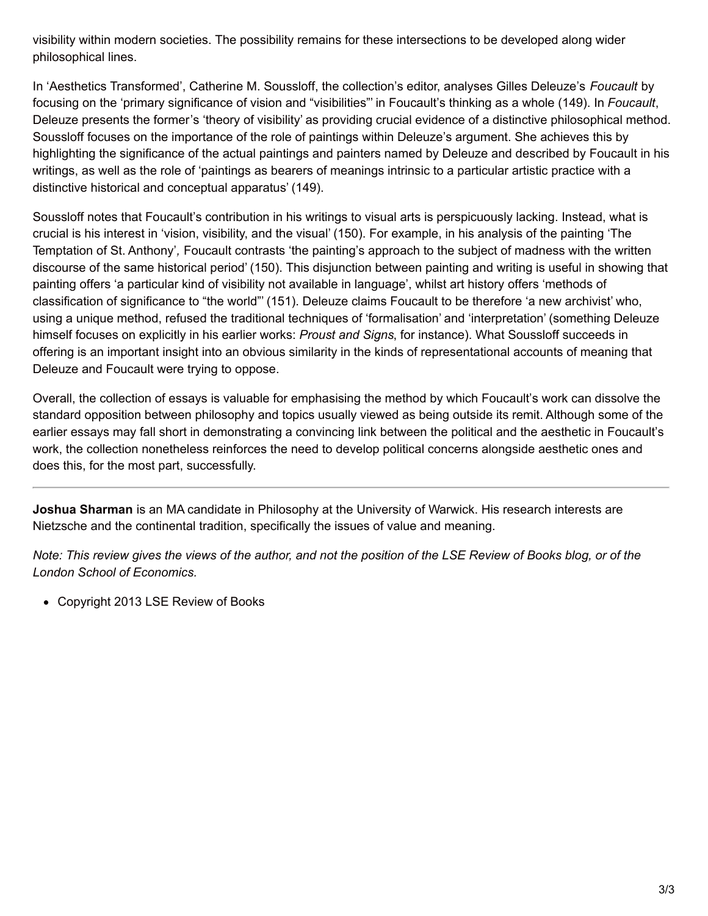visibility within modern societies. The possibility remains for these intersections to be developed along wider philosophical lines.

In 'Aesthetics Transformed', Catherine M. Soussloff, the collection's editor, analyses Gilles Deleuze's *Foucault* by focusing on the 'primary significance of vision and "visibilities"' in Foucault's thinking as a whole (149). In *Foucault*, Deleuze presents the former's 'theory of visibility' as providing crucial evidence of a distinctive philosophical method. Soussloff focuses on the importance of the role of paintings within Deleuze's argument. She achieves this by highlighting the significance of the actual paintings and painters named by Deleuze and described by Foucault in his writings, as well as the role of 'paintings as bearers of meanings intrinsic to a particular artistic practice with a distinctive historical and conceptual apparatus' (149).

Soussloff notes that Foucault's contribution in his writings to visual arts is perspicuously lacking. Instead, what is crucial is his interest in 'vision, visibility, and the visual' (150). For example, in his analysis of the painting 'The Temptation of St. Anthony', Foucault contrasts 'the painting's approach to the subject of madness with the written discourse of the same historical period' (150). This disjunction between painting and writing is useful in showing that painting offers 'a particular kind of visibility not available in language', whilst art history offers 'methods of classification of significance to "the world"' (151). Deleuze claims Foucault to be therefore 'a new archivist' who, using a unique method, refused the traditional techniques of 'formalisation' and 'interpretation' (something Deleuze himself focuses on explicitly in his earlier works: *Proust and Signs*, for instance). What Soussloff succeeds in offering is an important insight into an obvious similarity in the kinds of representational accounts of meaning that Deleuze and Foucault were trying to oppose.

Overall, the collection of essays is valuable for emphasising the method by which Foucault's work can dissolve the standard opposition between philosophy and topics usually viewed as being outside its remit. Although some of the earlier essays may fall short in demonstrating a convincing link between the political and the aesthetic in Foucault's work, the collection nonetheless reinforces the need to develop political concerns alongside aesthetic ones and does this, for the most part, successfully.

---

**Joshua Sharman** is an MA candidate in Philosophy at the University of Warwick. His research interests are Nietzsche and the continental tradition, specifically the issues of value and meaning.

*Note: This review gives the views of the author, and not the position of the LSE Review of Books blog, or of the London School of Economics.*

- Copyright 2013 LSE Review of Books